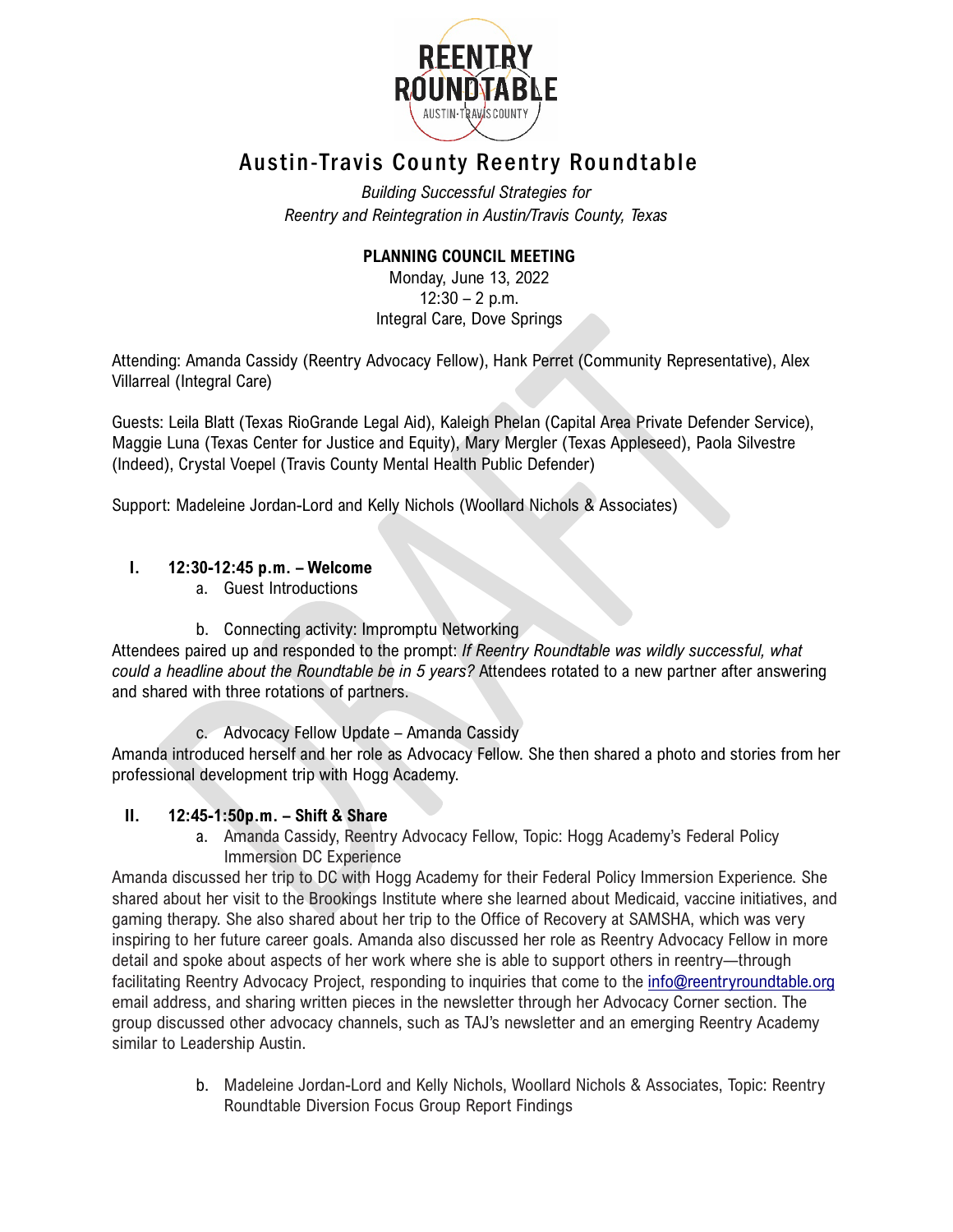REENTRY ROUNDTABLE
AUSTIN-TRAVIS COUNTY

# Austin-Travis County Reentry Roundtable

*Building Successful Strategies for*
*Reentry and Reintegration in Austin/Travis County, Texas*

**PLANNING COUNCIL MEETING**
Monday, June 13, 2022
12:30 – 2 p.m.
Integral Care, Dove Springs

Attending: Amanda Cassidy (Reentry Advocacy Fellow), Hank Perret (Community Representative), Alex Villarreal (Integral Care)

Guests: Leila Blatt (Texas RioGrande Legal Aid), Kaleigh Phelan (Capital Area Private Defender Service), Maggie Luna (Texas Center for Justice and Equity), Mary Mergler (Texas Appleseed), Paola Silvestre (Indeed), Crystal Voepel (Travis County Mental Health Public Defender)

Support: Madeleine Jordan-Lord and Kelly Nichols (Woollard Nichols & Associates)

## I. 12:30-12:45 p.m. – Welcome

a. Guest Introductions

b. Connecting activity: Impromptu Networking

Attendees paired up and responded to the prompt: *If Reentry Roundtable was wildly successful, what could a headline about the Roundtable be in 5 years?* Attendees rotated to a new partner after answering and shared with three rotations of partners.

c. Advocacy Fellow Update – Amanda Cassidy

Amanda introduced herself and her role as Advocacy Fellow. She then shared a photo and stories from her professional development trip with Hogg Academy.

## II. 12:45-1:50p.m. – Shift & Share

a. Amanda Cassidy, Reentry Advocacy Fellow, Topic: Hogg Academy's Federal Policy Immersion DC Experience

Amanda discussed her trip to DC with Hogg Academy for their Federal Policy Immersion Experience. She shared about her visit to the Brookings Institute where she learned about Medicaid, vaccine initiatives, and gaming therapy. She also shared about her trip to the Office of Recovery at SAMSHA, which was very inspiring to her future career goals. Amanda also discussed her role as Reentry Advocacy Fellow in more detail and spoke about aspects of her work where she is able to support others in reentry—through facilitating Reentry Advocacy Project, responding to inquiries that come to the info@reentryroundtable.org email address, and sharing written pieces in the newsletter through her Advocacy Corner section. The group discussed other advocacy channels, such as TAJ's newsletter and an emerging Reentry Academy similar to Leadership Austin.

b. Madeleine Jordan-Lord and Kelly Nichols, Woollard Nichols & Associates, Topic: Reentry Roundtable Diversion Focus Group Report Findings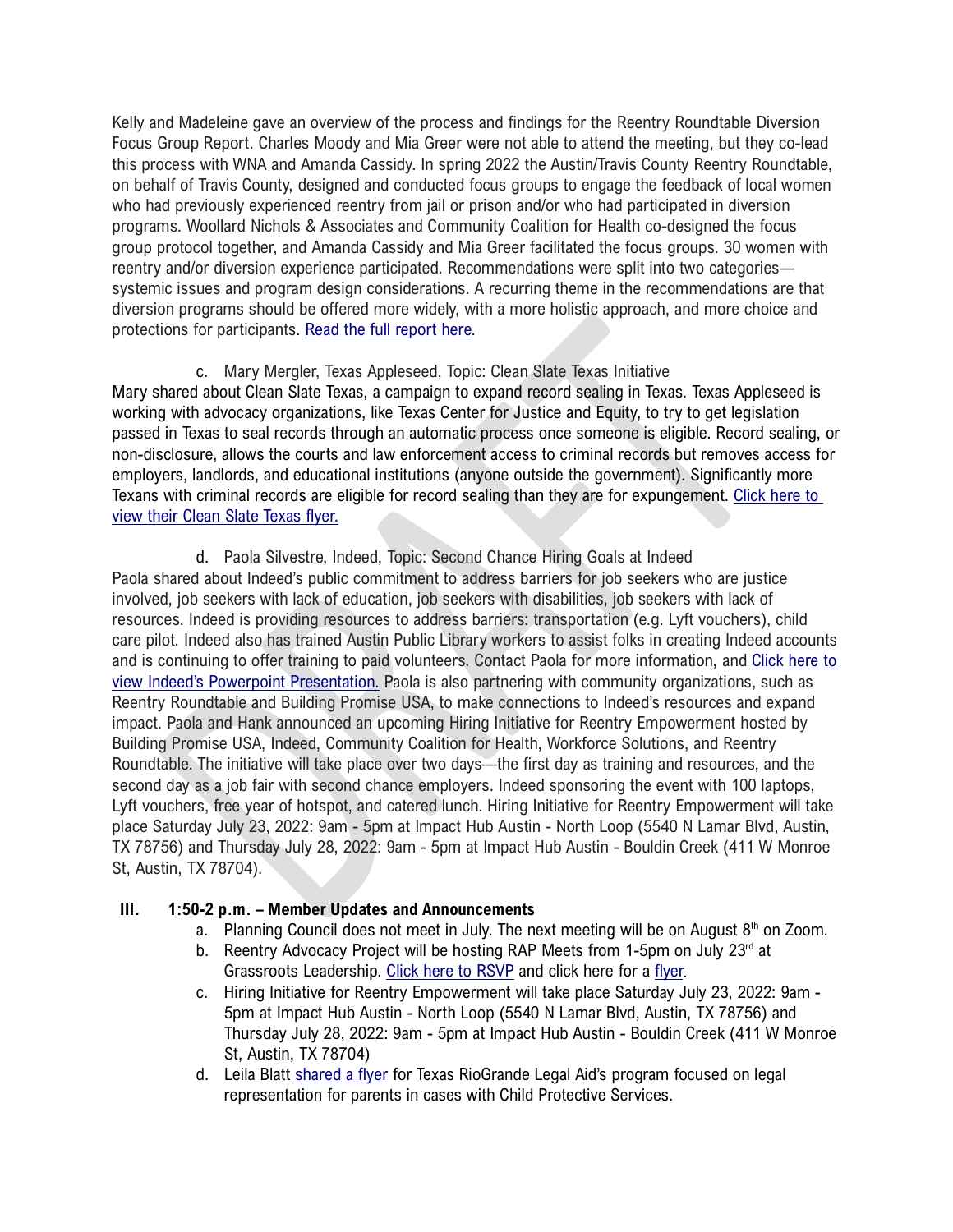Kelly and Madeleine gave an overview of the process and findings for the Reentry Roundtable Diversion Focus Group Report. Charles Moody and Mia Greer were not able to attend the meeting, but they co-lead this process with WNA and Amanda Cassidy. In spring 2022 the Austin/Travis County Reentry Roundtable, on behalf of Travis County, designed and conducted focus groups to engage the feedback of local women who had previously experienced reentry from jail or prison and/or who had participated in diversion programs. Woollard Nichols & Associates and Community Coalition for Health co-designed the focus group protocol together, and Amanda Cassidy and Mia Greer facilitated the focus groups. 30 women with reentry and/or diversion experience participated. Recommendations were split into two categories—systemic issues and program design considerations. A recurring theme in the recommendations are that diversion programs should be offered more widely, with a more holistic approach, and more choice and protections for participants. Read the full report here.

c. Mary Mergler, Texas Appleseed, Topic: Clean Slate Texas Initiative

Mary shared about Clean Slate Texas, a campaign to expand record sealing in Texas. Texas Appleseed is working with advocacy organizations, like Texas Center for Justice and Equity, to try to get legislation passed in Texas to seal records through an automatic process once someone is eligible. Record sealing, or non-disclosure, allows the courts and law enforcement access to criminal records but removes access for employers, landlords, and educational institutions (anyone outside the government). Significantly more Texans with criminal records are eligible for record sealing than they are for expungement. Click here to view their Clean Slate Texas flyer.

d. Paola Silvestre, Indeed, Topic: Second Chance Hiring Goals at Indeed

Paola shared about Indeed's public commitment to address barriers for job seekers who are justice involved, job seekers with lack of education, job seekers with disabilities, job seekers with lack of resources. Indeed is providing resources to address barriers: transportation (e.g. Lyft vouchers), child care pilot. Indeed also has trained Austin Public Library workers to assist folks in creating Indeed accounts and is continuing to offer training to paid volunteers. Contact Paola for more information, and Click here to view Indeed's Powerpoint Presentation. Paola is also partnering with community organizations, such as Reentry Roundtable and Building Promise USA, to make connections to Indeed's resources and expand impact. Paola and Hank announced an upcoming Hiring Initiative for Reentry Empowerment hosted by Building Promise USA, Indeed, Community Coalition for Health, Workforce Solutions, and Reentry Roundtable. The initiative will take place over two days—the first day as training and resources, and the second day as a job fair with second chance employers. Indeed sponsoring the event with 100 laptops, Lyft vouchers, free year of hotspot, and catered lunch. Hiring Initiative for Reentry Empowerment will take place Saturday July 23, 2022: 9am - 5pm at Impact Hub Austin - North Loop (5540 N Lamar Blvd, Austin, TX 78756) and Thursday July 28, 2022: 9am - 5pm at Impact Hub Austin - Bouldin Creek (411 W Monroe St, Austin, TX 78704).

## III. 1:50-2 p.m. – Member Updates and Announcements

a. Planning Council does not meet in July. The next meeting will be on August 8th on Zoom.
b. Reentry Advocacy Project will be hosting RAP Meets from 1-5pm on July 23rd at Grassroots Leadership. Click here to RSVP and click here for a flyer.
c. Hiring Initiative for Reentry Empowerment will take place Saturday July 23, 2022: 9am - 5pm at Impact Hub Austin - North Loop (5540 N Lamar Blvd, Austin, TX 78756) and Thursday July 28, 2022: 9am - 5pm at Impact Hub Austin - Bouldin Creek (411 W Monroe St, Austin, TX 78704)
d. Leila Blatt shared a flyer for Texas RioGrande Legal Aid's program focused on legal representation for parents in cases with Child Protective Services.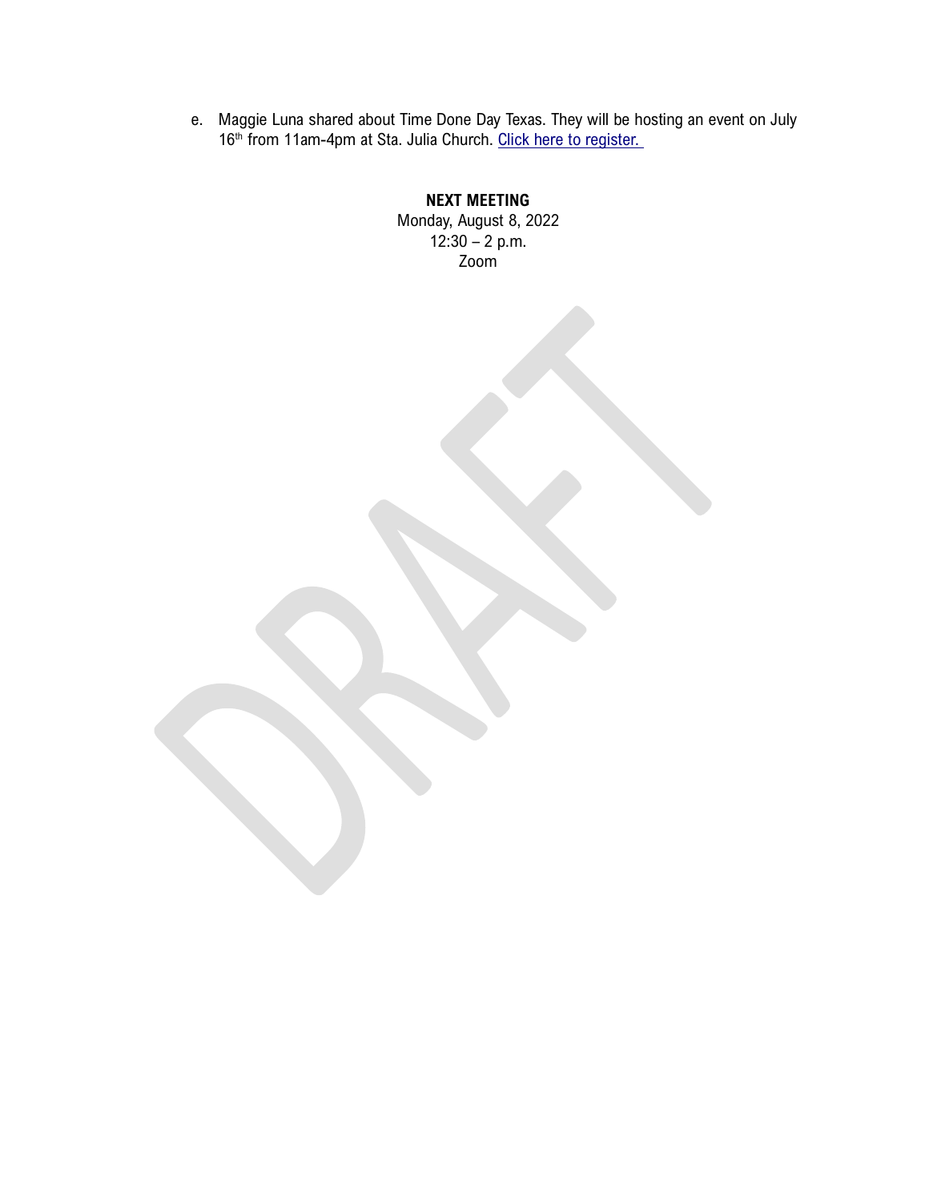e. Maggie Luna shared about Time Done Day Texas. They will be hosting an event on July 16th from 11am-4pm at Sta. Julia Church. Click here to register.

**NEXT MEETING**
Monday, August 8, 2022
12:30 – 2 p.m.
Zoom

DRAFT